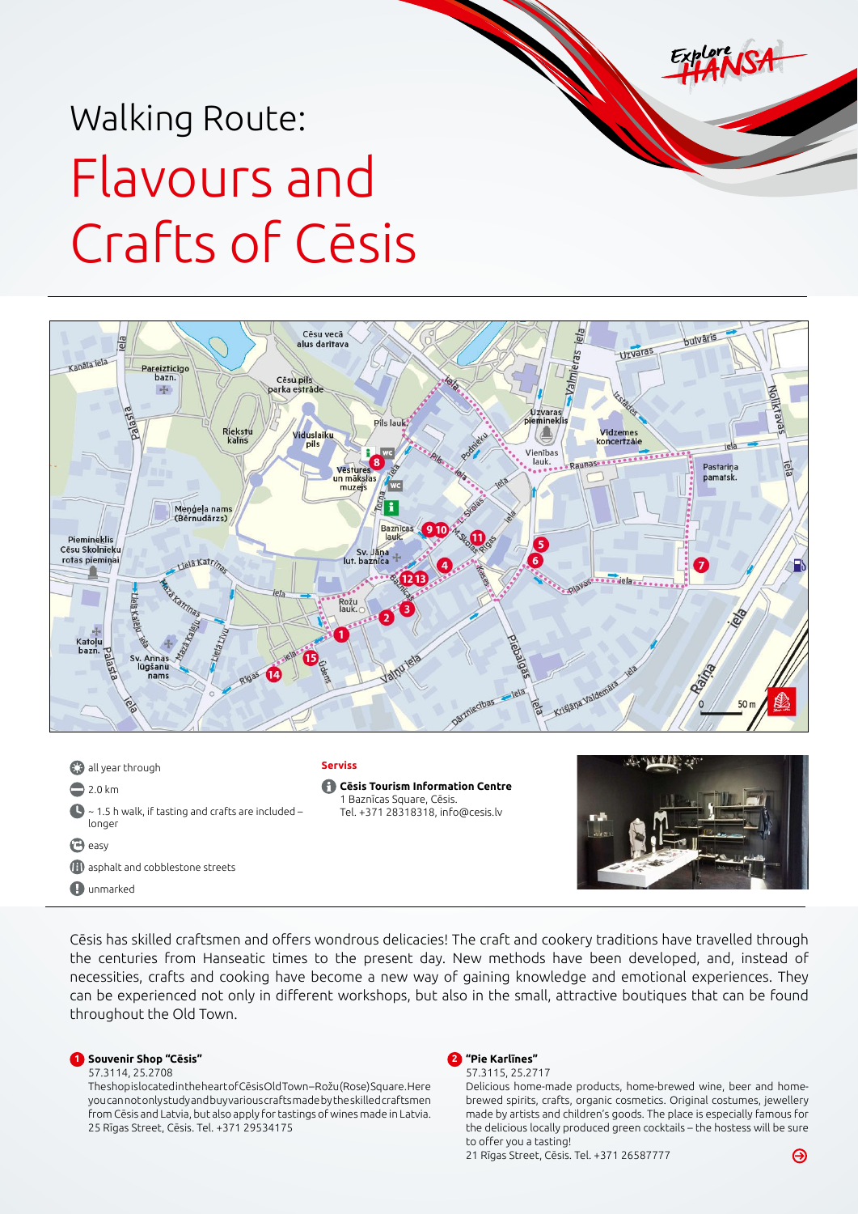# Walking Route:

# Flavours and Crafts of Cēsis

- all year through
- 2.0 km
- ~ 1.5 h walk, if tasting and crafts are included – longer
- easy
- asphalt and cobblestone streets
- unmarked

**Serviss**

**Cēsis Tourism Information Centre**
1 Baznīcas Square, Cēsis.
Tel. +371 28318318, info@cesis.lv

Cēsis has skilled craftsmen and offers wondrous delicacies! The craft and cookery traditions have travelled through the centuries from Hanseatic times to the present day. New methods have been developed, and, instead of necessities, crafts and cooking have become a new way of gaining knowledge and emotional experiences. They can be experienced not only in different workshops, but also in the small, attractive boutiques that can be found throughout the Old Town.

**1 Souvenir Shop "Cēsis"**
57.3114, 25.2708
The shop is located in the heart of Cēsis Old Town – Rožu (Rose) Square. Here you can not only study and buy various crafts made by the skilled craftsmen from Cēsis and Latvia, but also apply for tastings of wines made in Latvia.
25 Rīgas Street, Cēsis. Tel. +371 29534175

**2 "Pie Karlīnes"**
57.3115, 25.2717
Delicious home-made products, home-brewed wine, beer and home-brewed spirits, crafts, organic cosmetics. Original costumes, jewellery made by artists and children's goods. The place is especially famous for the delicious locally produced green cocktails – the hostess will be sure to offer you a tasting!
21 Rīgas Street, Cēsis. Tel. +371 26587777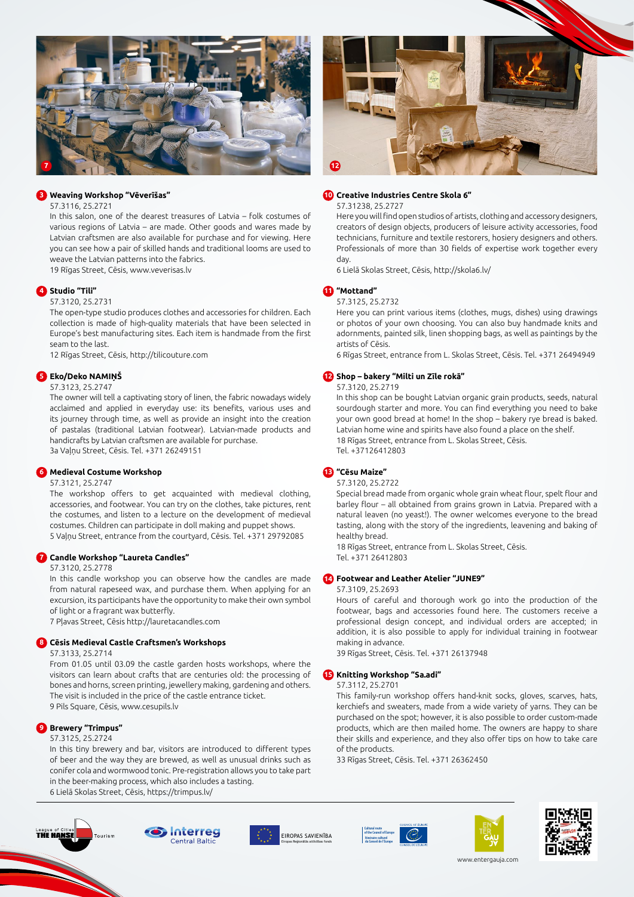### 3 Weaving Workshop "Vēverīšas"

57.3116, 25.2721

In this salon, one of the dearest treasures of Latvia – folk costumes of various regions of Latvia – are made. Other goods and wares made by Latvian craftsmen are also available for purchase and for viewing. Here you can see how a pair of skilled hands and traditional looms are used to weave the Latvian patterns into the fabrics.

19 Rīgas Street, Cēsis, www.veverisas.lv

### 4 Studio "Tili"

57.3120, 25.2731

The open-type studio produces clothes and accessories for children. Each collection is made of high-quality materials that have been selected in Europe's best manufacturing sites. Each item is handmade from the first seam to the last.

12 Rīgas Street, Cēsis, http://tilicouture.com

### 5 Eko/Deko NAMIŅŠ

57.3123, 25.2747

The owner will tell a captivating story of linen, the fabric nowadays widely acclaimed and applied in everyday use: its benefits, various uses and its journey through time, as well as provide an insight into the creation of pastalas (traditional Latvian footwear). Latvian-made products and handicrafts by Latvian craftsmen are available for purchase.

3a Vaļņu Street, Cēsis. Tel. +371 26249151

### 6 Medieval Costume Workshop

57.3121, 25.2747

The workshop offers to get acquainted with medieval clothing, accessories, and footwear. You can try on the clothes, take pictures, rent the costumes, and listen to a lecture on the development of medieval costumes. Children can participate in doll making and puppet shows.

5 Vaļņu Street, entrance from the courtyard, Cēsis. Tel. +371 29792085

### 7 Candle Workshop "Laureta Candles"

57.3120, 25.2778

In this candle workshop you can observe how the candles are made from natural rapeseed wax, and purchase them. When applying for an excursion, its participants have the opportunity to make their own symbol of light or a fragrant wax butterfly.

7 Pļavas Street, Cēsis http://lauretacandles.com

### 8 Cēsis Medieval Castle Craftsmen's Workshops

57.3133, 25.2714

From 01.05 until 03.09 the castle garden hosts workshops, where the visitors can learn about crafts that are centuries old: the processing of bones and horns, screen printing, jewellery making, gardening and others. The visit is included in the price of the castle entrance ticket.

9 Pils Square, Cēsis, www.cesupils.lv

### 9 Brewery "Trimpus"

57.3125, 25.2724

In this tiny brewery and bar, visitors are introduced to different types of beer and the way they are brewed, as well as unusual drinks such as conifer cola and wormwood tonic. Pre-registration allows you to take part in the beer-making process, which also includes a tasting.

6 Lielā Skolas Street, Cēsis, https://trimpus.lv/

### 10 Creative Industries Centre Skola 6"

57.31238, 25.2727

Here you will find open studios of artists, clothing and accessory designers, creators of design objects, producers of leisure activity accessories, food technicians, furniture and textile restorers, hosiery designers and others. Professionals of more than 30 fields of expertise work together every day.

6 Lielā Skolas Street, Cēsis, http://skola6.lv/

### 11 "Mottand"

57.3125, 25.2732

Here you can print various items (clothes, mugs, dishes) using drawings or photos of your own choosing. You can also buy handmade knits and adornments, painted silk, linen shopping bags, as well as paintings by the artists of Cēsis.

6 Rīgas Street, entrance from L. Skolas Street, Cēsis. Tel. +371 26494949

### 12 Shop – bakery "Milti un Zīle rokā"

57.3120, 25.2719

In this shop can be bought Latvian organic grain products, seeds, natural sourdough starter and more. You can find everything you need to bake your own good bread at home! In the shop – bakery rye bread is baked. Latvian home wine and spirits have also found a place on the shelf.

18 Rīgas Street, entrance from L. Skolas Street, Cēsis.
Tel. +37126412803

### 13 "Cēsu Maize"

57.3120, 25.2722

Special bread made from organic whole grain wheat flour, spelt flour and barley flour – all obtained from grains grown in Latvia. Prepared with a natural leaven (no yeast!). The owner welcomes everyone to the bread tasting, along with the story of the ingredients, leavening and baking of healthy bread.

18 Rīgas Street, entrance from L. Skolas Street, Cēsis.
Tel. +371 26412803

### 14 Footwear and Leather Atelier "JUNE9"

57.3109, 25.2693

Hours of careful and thorough work go into the production of the footwear, bags and accessories found here. The customers receive a professional design concept, and individual orders are accepted; in addition, it is also possible to apply for individual training in footwear making in advance.

39 Rīgas Street, Cēsis. Tel. +371 26137948

### 15 Knitting Workshop "Sa.adi"

57.3112, 25.2701

This family-run workshop offers hand-knit socks, gloves, scarves, hats, kerchiefs and sweaters, made from a wide variety of yarns. They can be purchased on the spot; however, it is also possible to order custom-made products, which are then mailed home. The owners are happy to share their skills and experience, and they also offer tips on how to take care of the products.

33 Rīgas Street, Cēsis. Tel. +371 26362450

www.entergauja.com